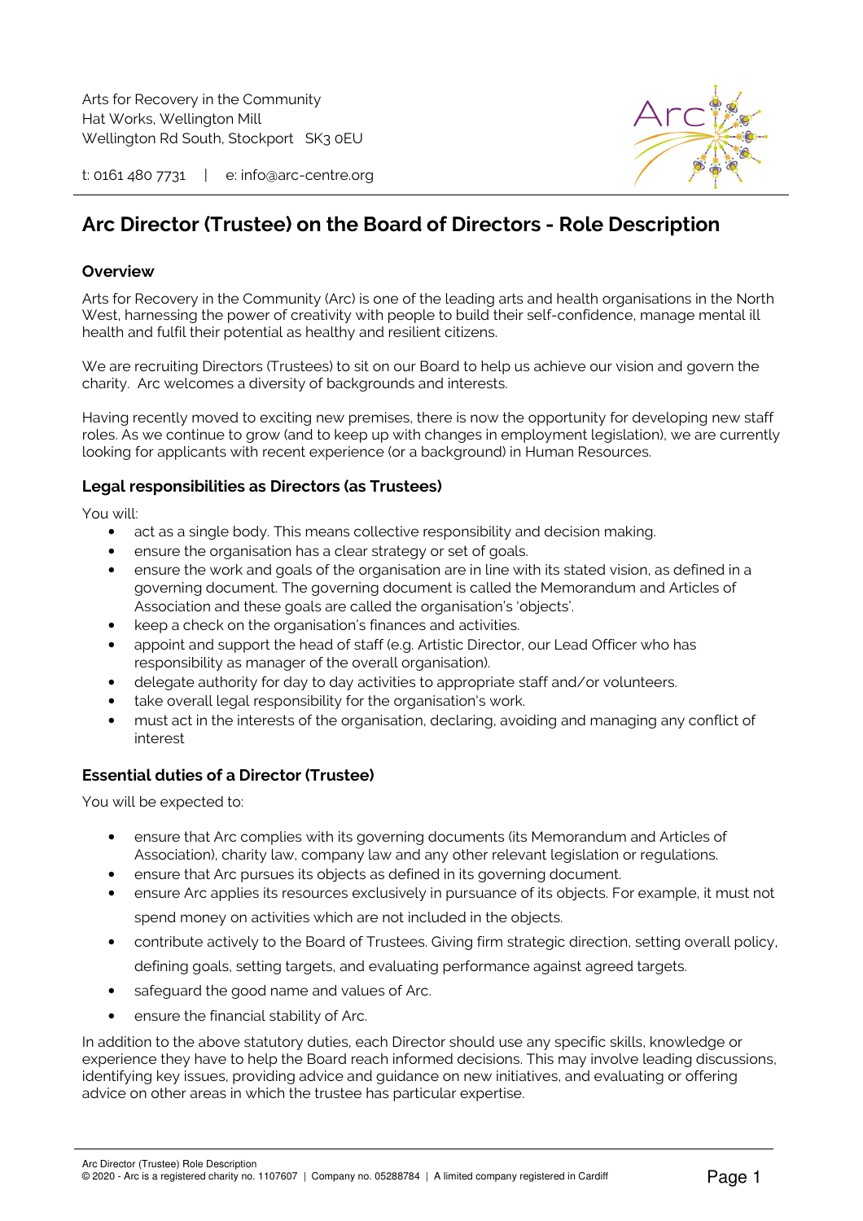Arts for Recovery in the Community
Hat Works, Wellington Mill
Wellington Rd South, Stockport SK3 0EU

t: 0161 480 7731 | e: info@arc-centre.org

# Arc Director (Trustee) on the Board of Directors - Role Description

## Overview

Arts for Recovery in the Community (Arc) is one of the leading arts and health organisations in the North West, harnessing the power of creativity with people to build their self-confidence, manage mental ill health and fulfil their potential as healthy and resilient citizens.

We are recruiting Directors (Trustees) to sit on our Board to help us achieve our vision and govern the charity. Arc welcomes a diversity of backgrounds and interests.

Having recently moved to exciting new premises, there is now the opportunity for developing new staff roles. As we continue to grow (and to keep up with changes in employment legislation), we are currently looking for applicants with recent experience (or a background) in Human Resources.

## Legal responsibilities as Directors (as Trustees)

You will:

- act as a single body. This means collective responsibility and decision making.
- ensure the organisation has a clear strategy or set of goals.
- ensure the work and goals of the organisation are in line with its stated vision, as defined in a governing document. The governing document is called the Memorandum and Articles of Association and these goals are called the organisation's 'objects'.
- keep a check on the organisation's finances and activities.
- appoint and support the head of staff (e.g. Artistic Director, our Lead Officer who has responsibility as manager of the overall organisation).
- delegate authority for day to day activities to appropriate staff and/or volunteers.
- take overall legal responsibility for the organisation's work.
- must act in the interests of the organisation, declaring, avoiding and managing any conflict of interest

## Essential duties of a Director (Trustee)

You will be expected to:

- ensure that Arc complies with its governing documents (its Memorandum and Articles of Association), charity law, company law and any other relevant legislation or regulations.
- ensure that Arc pursues its objects as defined in its governing document.
- ensure Arc applies its resources exclusively in pursuance of its objects. For example, it must not spend money on activities which are not included in the objects.
- contribute actively to the Board of Trustees. Giving firm strategic direction, setting overall policy, defining goals, setting targets, and evaluating performance against agreed targets.
- safeguard the good name and values of Arc.
- ensure the financial stability of Arc.

In addition to the above statutory duties, each Director should use any specific skills, knowledge or experience they have to help the Board reach informed decisions. This may involve leading discussions, identifying key issues, providing advice and guidance on new initiatives, and evaluating or offering advice on other areas in which the trustee has particular expertise.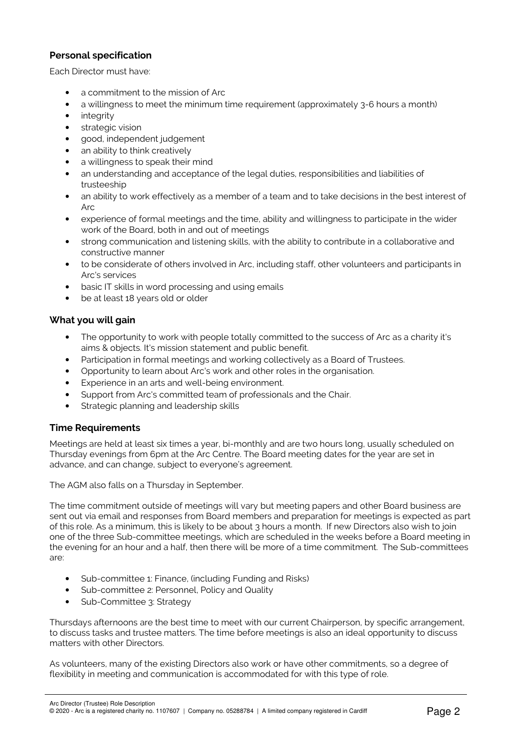## Personal specification

Each Director must have:

- a commitment to the mission of Arc
- a willingness to meet the minimum time requirement (approximately 3-6 hours a month)
- integrity
- strategic vision
- good, independent judgement
- an ability to think creatively
- a willingness to speak their mind
- an understanding and acceptance of the legal duties, responsibilities and liabilities of trusteeship
- an ability to work effectively as a member of a team and to take decisions in the best interest of Arc
- experience of formal meetings and the time, ability and willingness to participate in the wider work of the Board, both in and out of meetings
- strong communication and listening skills, with the ability to contribute in a collaborative and constructive manner
- to be considerate of others involved in Arc, including staff, other volunteers and participants in Arc's services
- basic IT skills in word processing and using emails
- be at least 18 years old or older

## What you will gain

- The opportunity to work with people totally committed to the success of Arc as a charity it's aims & objects. It's mission statement and public benefit.
- Participation in formal meetings and working collectively as a Board of Trustees.
- Opportunity to learn about Arc's work and other roles in the organisation.
- Experience in an arts and well-being environment.
- Support from Arc's committed team of professionals and the Chair.
- Strategic planning and leadership skills

## Time Requirements

Meetings are held at least six times a year, bi-monthly and are two hours long, usually scheduled on Thursday evenings from 6pm at the Arc Centre. The Board meeting dates for the year are set in advance, and can change, subject to everyone's agreement.

The AGM also falls on a Thursday in September.

The time commitment outside of meetings will vary but meeting papers and other Board business are sent out via email and responses from Board members and preparation for meetings is expected as part of this role. As a minimum, this is likely to be about 3 hours a month. If new Directors also wish to join one of the three Sub-committee meetings, which are scheduled in the weeks before a Board meeting in the evening for an hour and a half, then there will be more of a time commitment. The Sub-committees are:

- Sub-committee 1: Finance, (including Funding and Risks)
- Sub-committee 2: Personnel, Policy and Quality
- Sub-Committee 3: Strategy

Thursdays afternoons are the best time to meet with our current Chairperson, by specific arrangement, to discuss tasks and trustee matters. The time before meetings is also an ideal opportunity to discuss matters with other Directors.

As volunteers, many of the existing Directors also work or have other commitments, so a degree of flexibility in meeting and communication is accommodated for with this type of role.